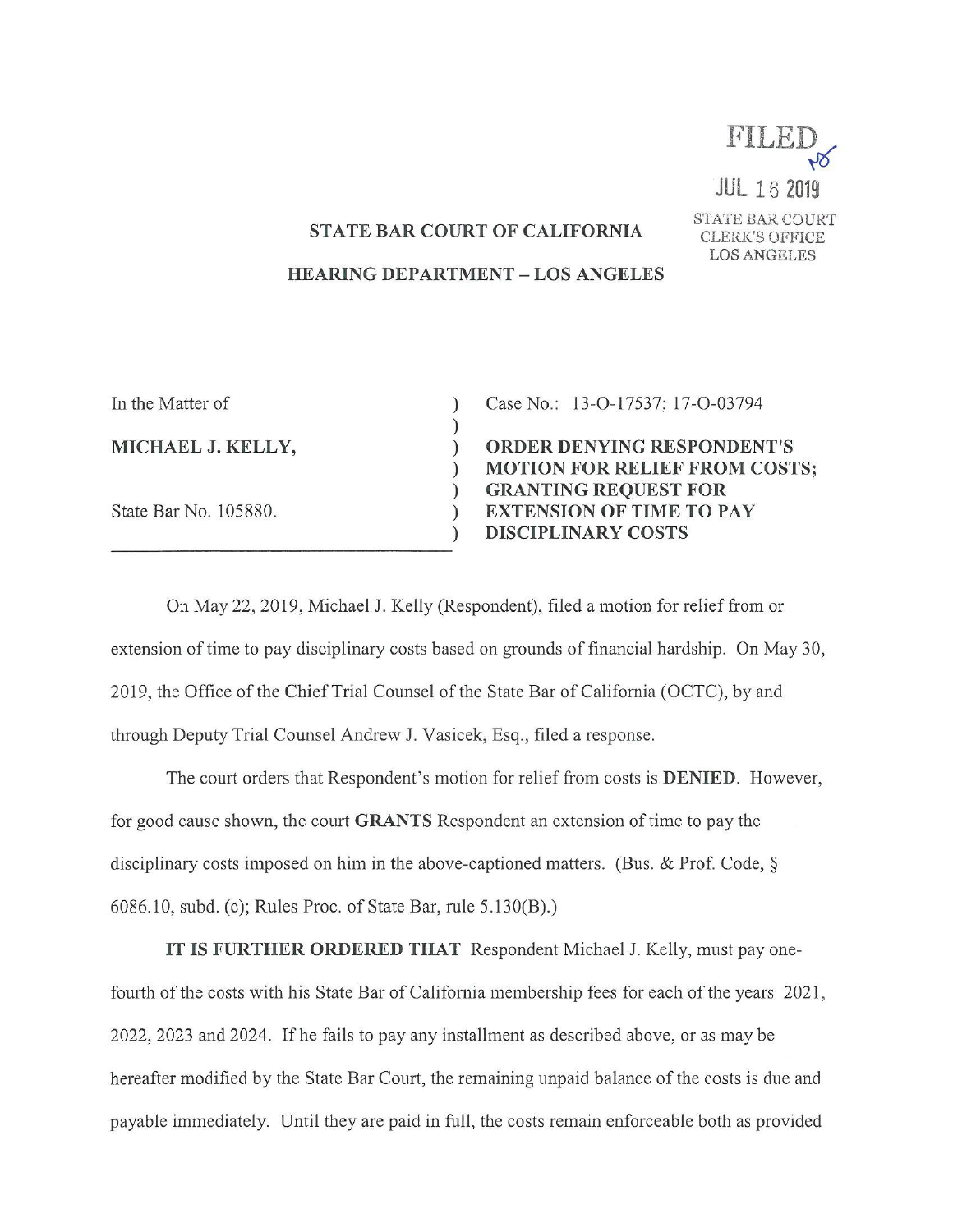FILED

JUL 16 2019

STATE BAR COURT
CLERK'S OFFICE
LOS ANGELES

**STATE BAR COURT OF CALIFORNIA**

**HEARING DEPARTMENT – LOS ANGELES**

| | | |
|---|---|---|
| In the Matter of | ) | Case No.: 13-O-17537; 17-O-03794 |
| | ) | |
| **MICHAEL J. KELLY,** | ) | **ORDER DENYING RESPONDENT'S MOTION FOR RELIEF FROM COSTS; GRANTING REQUEST FOR EXTENSION OF TIME TO PAY DISCIPLINARY COSTS** |
| | ) | |
| State Bar No. 105880. | ) | |

On May 22, 2019, Michael J. Kelly (Respondent), filed a motion for relief from or extension of time to pay disciplinary costs based on grounds of financial hardship. On May 30, 2019, the Office of the Chief Trial Counsel of the State Bar of California (OCTC), by and through Deputy Trial Counsel Andrew J. Vasicek, Esq., filed a response.

The court orders that Respondent's motion for relief from costs is **DENIED**. However, for good cause shown, the court **GRANTS** Respondent an extension of time to pay the disciplinary costs imposed on him in the above-captioned matters. (Bus. & Prof. Code, § 6086.10, subd. (c); Rules Proc. of State Bar, rule 5.130(B).)

**IT IS FURTHER ORDERED THAT** Respondent Michael J. Kelly, must pay one-fourth of the costs with his State Bar of California membership fees for each of the years 2021, 2022, 2023 and 2024. If he fails to pay any installment as described above, or as may be hereafter modified by the State Bar Court, the remaining unpaid balance of the costs is due and payable immediately. Until they are paid in full, the costs remain enforceable both as provided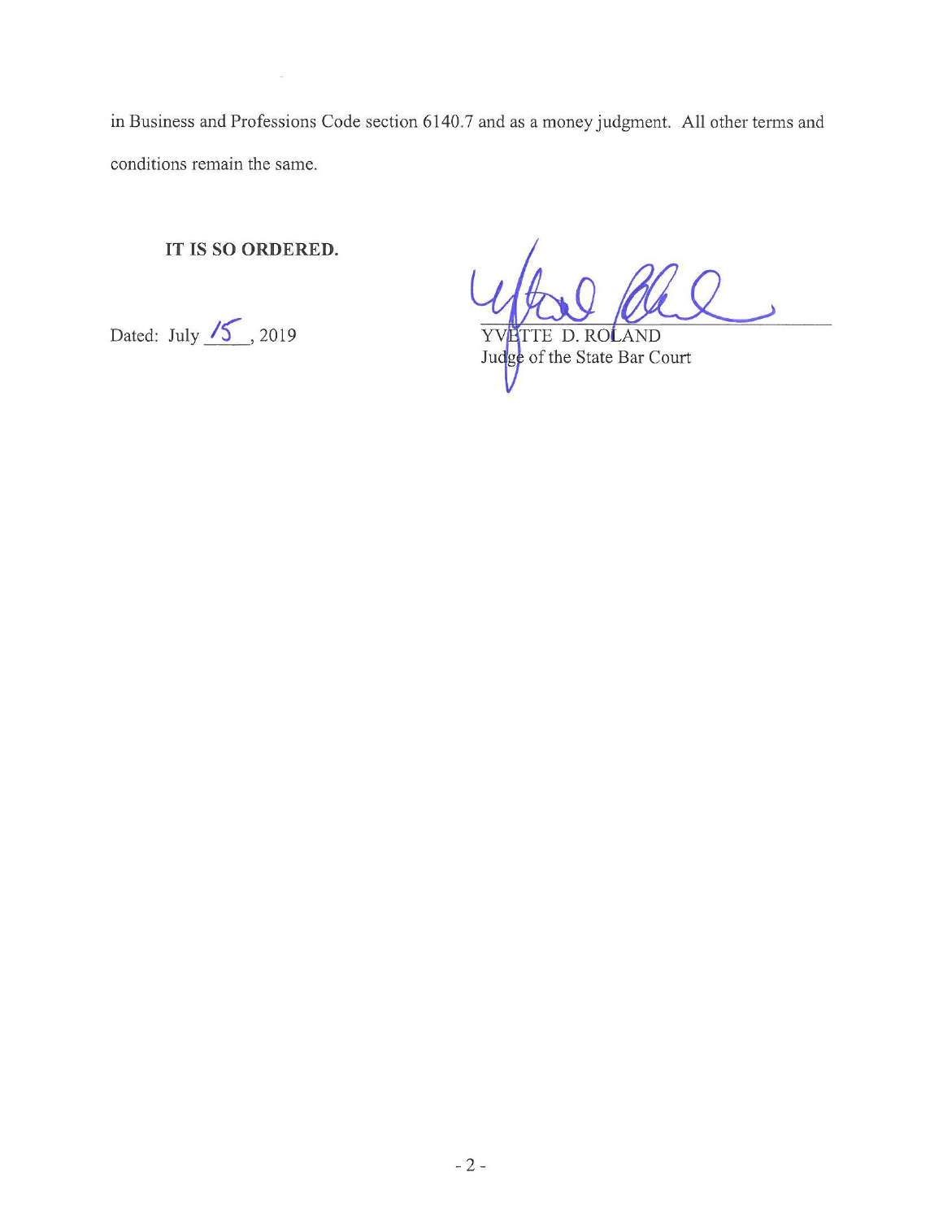in Business and Professions Code section 6140.7 and as a money judgment. All other terms and conditions remain the same.

**IT IS SO ORDERED.**

Dated: July 15, 2019

YVETTE D. ROLAND
Judge of the State Bar Court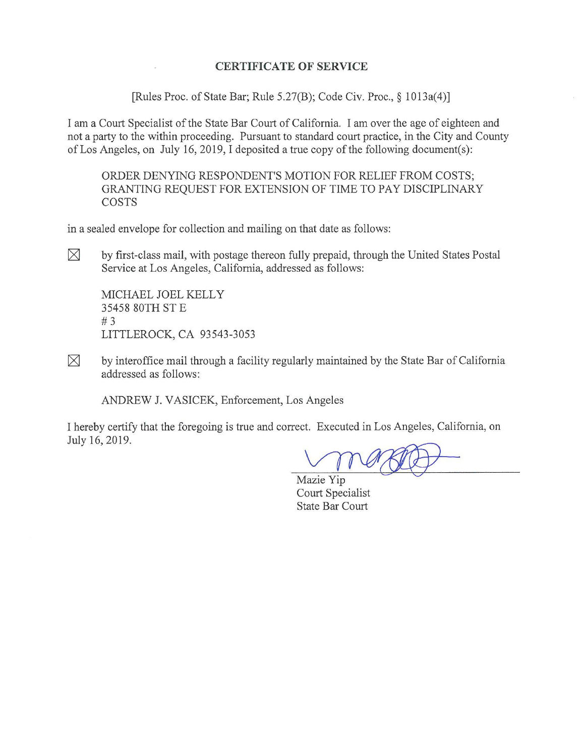**CERTIFICATE OF SERVICE**

[Rules Proc. of State Bar; Rule 5.27(B); Code Civ. Proc., § 1013a(4)]

I am a Court Specialist of the State Bar Court of California. I am over the age of eighteen and not a party to the within proceeding. Pursuant to standard court practice, in the City and County of Los Angeles, on July 16, 2019, I deposited a true copy of the following document(s):

> ORDER DENYING RESPONDENT'S MOTION FOR RELIEF FROM COSTS; GRANTING REQUEST FOR EXTENSION OF TIME TO PAY DISCIPLINARY COSTS

in a sealed envelope for collection and mailing on that date as follows:

☒ by first-class mail, with postage thereon fully prepaid, through the United States Postal Service at Los Angeles, California, addressed as follows:

> MICHAEL JOEL KELLY
> 35458 80TH ST E
> # 3
> LITTLEROCK, CA 93543-3053

☒ by interoffice mail through a facility regularly maintained by the State Bar of California addressed as follows:

> ANDREW J. VASICEK, Enforcement, Los Angeles

I hereby certify that the foregoing is true and correct. Executed in Los Angeles, California, on July 16, 2019.

Mazie Yip
Court Specialist
State Bar Court